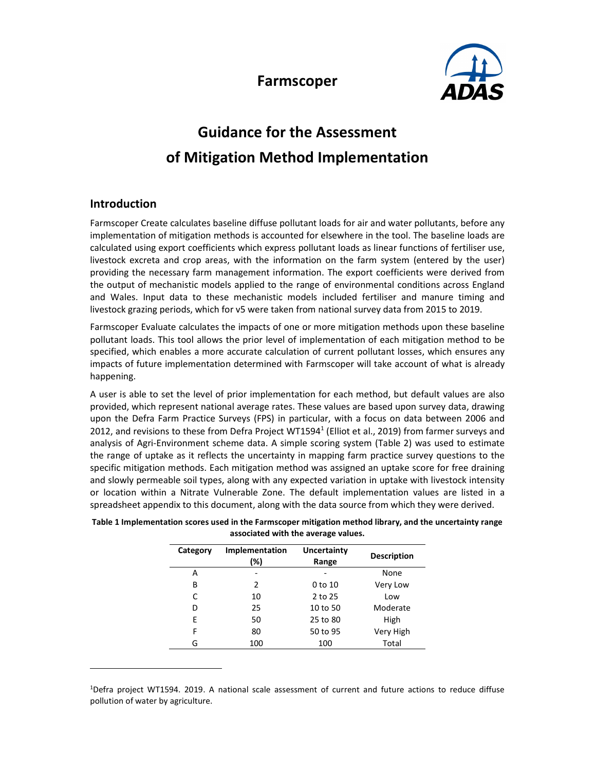# Farmscoper

# Guidance for the Assessment of Mitigation Method Implementation

## Introduction

Farmscoper Create calculates baseline diffuse pollutant loads for air and water pollutants, before any implementation of mitigation methods is accounted for elsewhere in the tool. The baseline loads are calculated using export coefficients which express pollutant loads as linear functions of fertiliser use, livestock excreta and crop areas, with the information on the farm system (entered by the user) providing the necessary farm management information. The export coefficients were derived from the output of mechanistic models applied to the range of environmental conditions across England and Wales. Input data to these mechanistic models included fertiliser and manure timing and livestock grazing periods, which for v5 were taken from national survey data from 2015 to 2019.

Farmscoper Evaluate calculates the impacts of one or more mitigation methods upon these baseline pollutant loads. This tool allows the prior level of implementation of each mitigation method to be specified, which enables a more accurate calculation of current pollutant losses, which ensures any impacts of future implementation determined with Farmscoper will take account of what is already happening.

A user is able to set the level of prior implementation for each method, but default values are also provided, which represent national average rates. These values are based upon survey data, drawing upon the Defra Farm Practice Surveys (FPS) in particular, with a focus on data between 2006 and 2012, and revisions to these from Defra Project WT1594[1] (Elliot et al., 2019) from farmer surveys and analysis of Agri-Environment scheme data. A simple scoring system (Table 2) was used to estimate the range of uptake as it reflects the uncertainty in mapping farm practice survey questions to the specific mitigation methods. Each mitigation method was assigned an uptake score for free draining and slowly permeable soil types, along with any expected variation in uptake with livestock intensity or location within a Nitrate Vulnerable Zone. The default implementation values are listed in a spreadsheet appendix to this document, along with the data source from which they were derived.

**Table 1 Implementation scores used in the Farmscoper mitigation method library, and the uncertainty range associated with the average values.**

| Category | Implementation (%) | Uncertainty Range | Description |
|---|---|---|---|
| A | - | - | None |
| B | 2 | 0 to 10 | Very Low |
| C | 10 | 2 to 25 | Low |
| D | 25 | 10 to 50 | Moderate |
| E | 50 | 25 to 80 | High |
| F | 80 | 50 to 95 | Very High |
| G | 100 | 100 | Total |

[1]Defra project WT1594. 2019. A national scale assessment of current and future actions to reduce diffuse pollution of water by agriculture.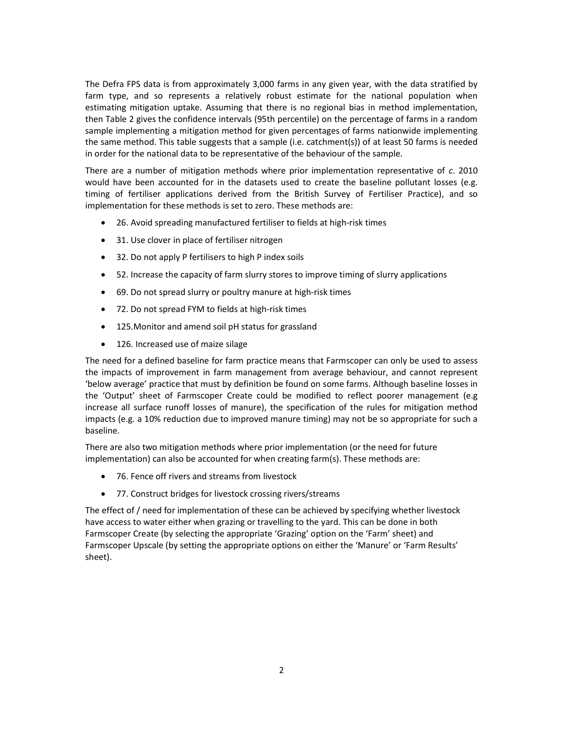The Defra FPS data is from approximately 3,000 farms in any given year, with the data stratified by farm type, and so represents a relatively robust estimate for the national population when estimating mitigation uptake. Assuming that there is no regional bias in method implementation, then Table 2 gives the confidence intervals (95th percentile) on the percentage of farms in a random sample implementing a mitigation method for given percentages of farms nationwide implementing the same method. This table suggests that a sample (i.e. catchment(s)) of at least 50 farms is needed in order for the national data to be representative of the behaviour of the sample.

There are a number of mitigation methods where prior implementation representative of *c*. 2010 would have been accounted for in the datasets used to create the baseline pollutant losses (e.g. timing of fertiliser applications derived from the British Survey of Fertiliser Practice), and so implementation for these methods is set to zero. These methods are:

- 26. Avoid spreading manufactured fertiliser to fields at high-risk times
- 31. Use clover in place of fertiliser nitrogen
- 32. Do not apply P fertilisers to high P index soils
- 52. Increase the capacity of farm slurry stores to improve timing of slurry applications
- 69. Do not spread slurry or poultry manure at high-risk times
- 72. Do not spread FYM to fields at high-risk times
- 125.Monitor and amend soil pH status for grassland
- 126. Increased use of maize silage

The need for a defined baseline for farm practice means that Farmscoper can only be used to assess the impacts of improvement in farm management from average behaviour, and cannot represent 'below average' practice that must by definition be found on some farms. Although baseline losses in the 'Output' sheet of Farmscoper Create could be modified to reflect poorer management (e.g increase all surface runoff losses of manure), the specification of the rules for mitigation method impacts (e.g. a 10% reduction due to improved manure timing) may not be so appropriate for such a baseline.

There are also two mitigation methods where prior implementation (or the need for future implementation) can also be accounted for when creating farm(s). These methods are:

- 76. Fence off rivers and streams from livestock
- 77. Construct bridges for livestock crossing rivers/streams

The effect of / need for implementation of these can be achieved by specifying whether livestock have access to water either when grazing or travelling to the yard. This can be done in both Farmscoper Create (by selecting the appropriate 'Grazing' option on the 'Farm' sheet) and Farmscoper Upscale (by setting the appropriate options on either the 'Manure' or 'Farm Results' sheet).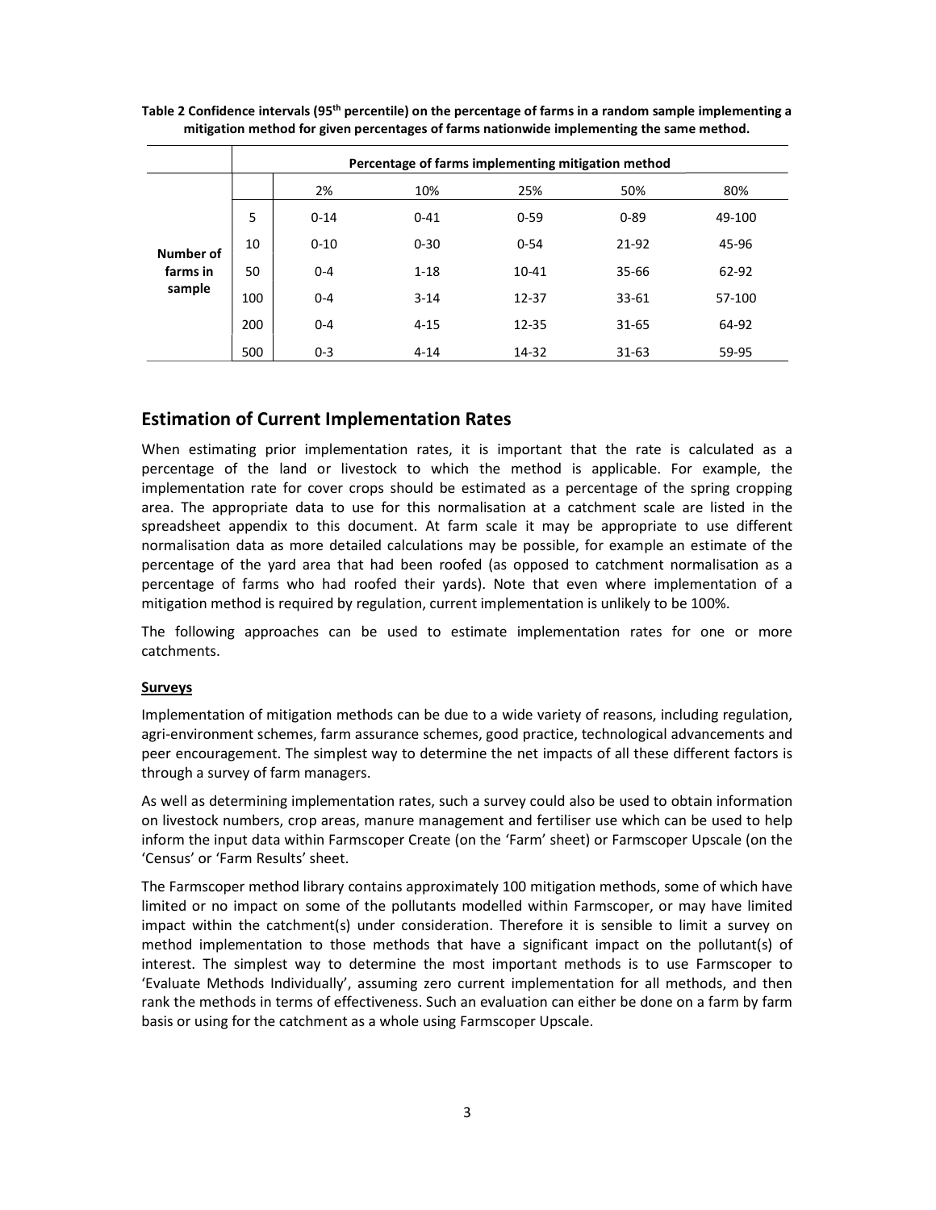**Table 2 Confidence intervals (95[th] percentile) on the percentage of farms in a random sample implementing a mitigation method for given percentages of farms nationwide implementing the same method.**

| | Percentage of farms implementing mitigation method | | | | | |
|---|---|---|---|---|---|---|
| | | 2% | 10% | 25% | 50% | 80% |
| **Number of farms in sample** | 5 | 0-14 | 0-41 | 0-59 | 0-89 | 49-100 |
| | 10 | 0-10 | 0-30 | 0-54 | 21-92 | 45-96 |
| | 50 | 0-4 | 1-18 | 10-41 | 35-66 | 62-92 |
| | 100 | 0-4 | 3-14 | 12-37 | 33-61 | 57-100 |
| | 200 | 0-4 | 4-15 | 12-35 | 31-65 | 64-92 |
| | 500 | 0-3 | 4-14 | 14-32 | 31-63 | 59-95 |

## Estimation of Current Implementation Rates

When estimating prior implementation rates, it is important that the rate is calculated as a percentage of the land or livestock to which the method is applicable. For example, the implementation rate for cover crops should be estimated as a percentage of the spring cropping area. The appropriate data to use for this normalisation at a catchment scale are listed in the spreadsheet appendix to this document. At farm scale it may be appropriate to use different normalisation data as more detailed calculations may be possible, for example an estimate of the percentage of the yard area that had been roofed (as opposed to catchment normalisation as a percentage of farms who had roofed their yards). Note that even where implementation of a mitigation method is required by regulation, current implementation is unlikely to be 100%.

The following approaches can be used to estimate implementation rates for one or more catchments.

**Surveys**

Implementation of mitigation methods can be due to a wide variety of reasons, including regulation, agri-environment schemes, farm assurance schemes, good practice, technological advancements and peer encouragement. The simplest way to determine the net impacts of all these different factors is through a survey of farm managers.

As well as determining implementation rates, such a survey could also be used to obtain information on livestock numbers, crop areas, manure management and fertiliser use which can be used to help inform the input data within Farmscoper Create (on the 'Farm' sheet) or Farmscoper Upscale (on the 'Census' or 'Farm Results' sheet.

The Farmscoper method library contains approximately 100 mitigation methods, some of which have limited or no impact on some of the pollutants modelled within Farmscoper, or may have limited impact within the catchment(s) under consideration. Therefore it is sensible to limit a survey on method implementation to those methods that have a significant impact on the pollutant(s) of interest. The simplest way to determine the most important methods is to use Farmscoper to 'Evaluate Methods Individually', assuming zero current implementation for all methods, and then rank the methods in terms of effectiveness. Such an evaluation can either be done on a farm by farm basis or using for the catchment as a whole using Farmscoper Upscale.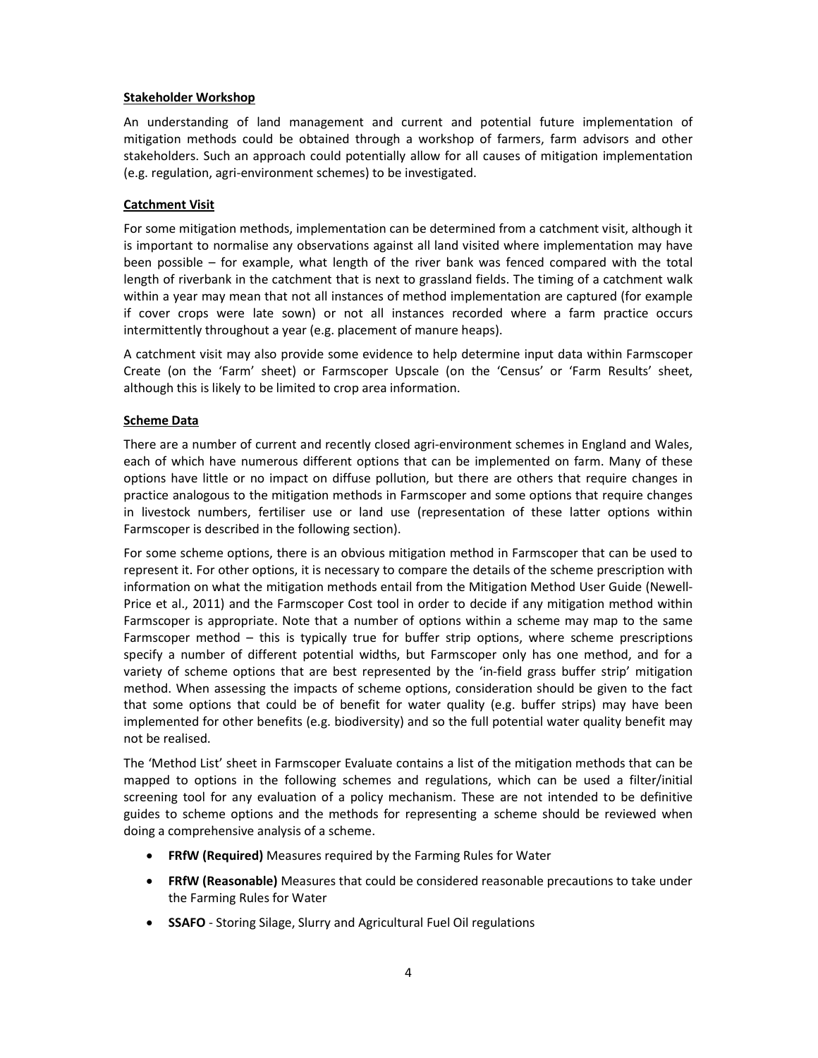**Stakeholder Workshop**

An understanding of land management and current and potential future implementation of mitigation methods could be obtained through a workshop of farmers, farm advisors and other stakeholders. Such an approach could potentially allow for all causes of mitigation implementation (e.g. regulation, agri-environment schemes) to be investigated.

**Catchment Visit**

For some mitigation methods, implementation can be determined from a catchment visit, although it is important to normalise any observations against all land visited where implementation may have been possible – for example, what length of the river bank was fenced compared with the total length of riverbank in the catchment that is next to grassland fields. The timing of a catchment walk within a year may mean that not all instances of method implementation are captured (for example if cover crops were late sown) or not all instances recorded where a farm practice occurs intermittently throughout a year (e.g. placement of manure heaps).

A catchment visit may also provide some evidence to help determine input data within Farmscoper Create (on the 'Farm' sheet) or Farmscoper Upscale (on the 'Census' or 'Farm Results' sheet, although this is likely to be limited to crop area information.

**Scheme Data**

There are a number of current and recently closed agri-environment schemes in England and Wales, each of which have numerous different options that can be implemented on farm. Many of these options have little or no impact on diffuse pollution, but there are others that require changes in practice analogous to the mitigation methods in Farmscoper and some options that require changes in livestock numbers, fertiliser use or land use (representation of these latter options within Farmscoper is described in the following section).

For some scheme options, there is an obvious mitigation method in Farmscoper that can be used to represent it. For other options, it is necessary to compare the details of the scheme prescription with information on what the mitigation methods entail from the Mitigation Method User Guide (Newell-Price et al., 2011) and the Farmscoper Cost tool in order to decide if any mitigation method within Farmscoper is appropriate. Note that a number of options within a scheme may map to the same Farmscoper method – this is typically true for buffer strip options, where scheme prescriptions specify a number of different potential widths, but Farmscoper only has one method, and for a variety of scheme options that are best represented by the 'in-field grass buffer strip' mitigation method. When assessing the impacts of scheme options, consideration should be given to the fact that some options that could be of benefit for water quality (e.g. buffer strips) may have been implemented for other benefits (e.g. biodiversity) and so the full potential water quality benefit may not be realised.

The 'Method List' sheet in Farmscoper Evaluate contains a list of the mitigation methods that can be mapped to options in the following schemes and regulations, which can be used a filter/initial screening tool for any evaluation of a policy mechanism. These are not intended to be definitive guides to scheme options and the methods for representing a scheme should be reviewed when doing a comprehensive analysis of a scheme.

- **FRfW (Required)** Measures required by the Farming Rules for Water
- **FRfW (Reasonable)** Measures that could be considered reasonable precautions to take under the Farming Rules for Water
- **SSAFO** - Storing Silage, Slurry and Agricultural Fuel Oil regulations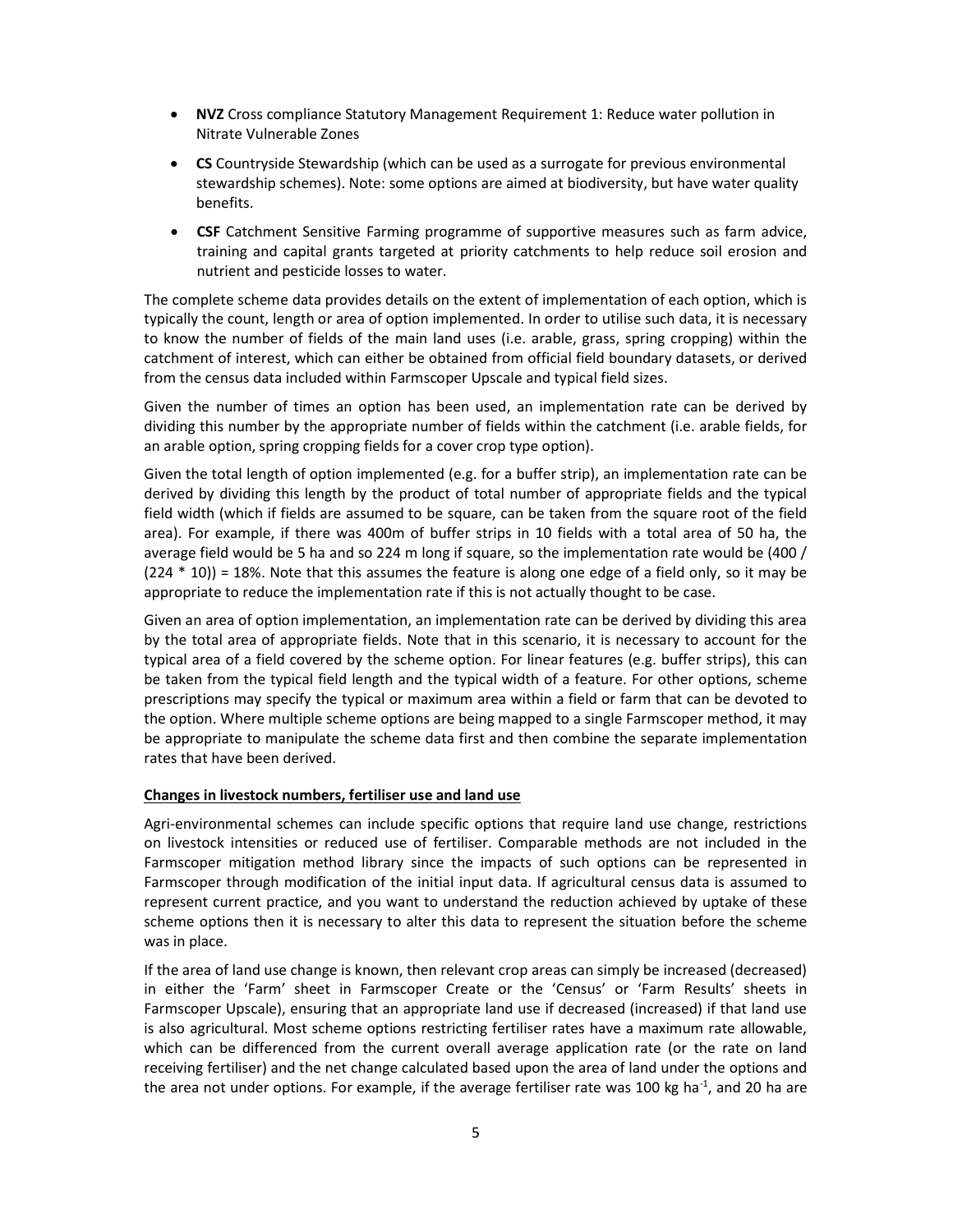- **NVZ** Cross compliance Statutory Management Requirement 1: Reduce water pollution in Nitrate Vulnerable Zones
- **CS** Countryside Stewardship (which can be used as a surrogate for previous environmental stewardship schemes). Note: some options are aimed at biodiversity, but have water quality benefits.
- **CSF** Catchment Sensitive Farming programme of supportive measures such as farm advice, training and capital grants targeted at priority catchments to help reduce soil erosion and nutrient and pesticide losses to water.

The complete scheme data provides details on the extent of implementation of each option, which is typically the count, length or area of option implemented. In order to utilise such data, it is necessary to know the number of fields of the main land uses (i.e. arable, grass, spring cropping) within the catchment of interest, which can either be obtained from official field boundary datasets, or derived from the census data included within Farmscoper Upscale and typical field sizes.

Given the number of times an option has been used, an implementation rate can be derived by dividing this number by the appropriate number of fields within the catchment (i.e. arable fields, for an arable option, spring cropping fields for a cover crop type option).

Given the total length of option implemented (e.g. for a buffer strip), an implementation rate can be derived by dividing this length by the product of total number of appropriate fields and the typical field width (which if fields are assumed to be square, can be taken from the square root of the field area). For example, if there was 400m of buffer strips in 10 fields with a total area of 50 ha, the average field would be 5 ha and so 224 m long if square, so the implementation rate would be (400 / (224 * 10)) = 18%. Note that this assumes the feature is along one edge of a field only, so it may be appropriate to reduce the implementation rate if this is not actually thought to be case.

Given an area of option implementation, an implementation rate can be derived by dividing this area by the total area of appropriate fields. Note that in this scenario, it is necessary to account for the typical area of a field covered by the scheme option. For linear features (e.g. buffer strips), this can be taken from the typical field length and the typical width of a feature. For other options, scheme prescriptions may specify the typical or maximum area within a field or farm that can be devoted to the option. Where multiple scheme options are being mapped to a single Farmscoper method, it may be appropriate to manipulate the scheme data first and then combine the separate implementation rates that have been derived.

**Changes in livestock numbers, fertiliser use and land use**

Agri-environmental schemes can include specific options that require land use change, restrictions on livestock intensities or reduced use of fertiliser. Comparable methods are not included in the Farmscoper mitigation method library since the impacts of such options can be represented in Farmscoper through modification of the initial input data. If agricultural census data is assumed to represent current practice, and you want to understand the reduction achieved by uptake of these scheme options then it is necessary to alter this data to represent the situation before the scheme was in place.

If the area of land use change is known, then relevant crop areas can simply be increased (decreased) in either the 'Farm' sheet in Farmscoper Create or the 'Census' or 'Farm Results' sheets in Farmscoper Upscale), ensuring that an appropriate land use if decreased (increased) if that land use is also agricultural. Most scheme options restricting fertiliser rates have a maximum rate allowable, which can be differenced from the current overall average application rate (or the rate on land receiving fertiliser) and the net change calculated based upon the area of land under the options and the area not under options. For example, if the average fertiliser rate was 100 kg ha$^{-1}$, and 20 ha are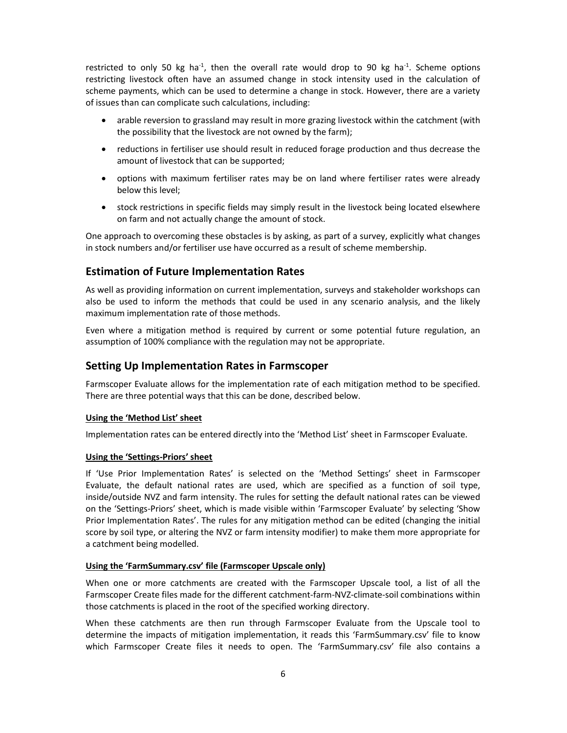restricted to only 50 kg ha$^{-1}$, then the overall rate would drop to 90 kg ha$^{-1}$. Scheme options restricting livestock often have an assumed change in stock intensity used in the calculation of scheme payments, which can be used to determine a change in stock. However, there are a variety of issues than can complicate such calculations, including:

- arable reversion to grassland may result in more grazing livestock within the catchment (with the possibility that the livestock are not owned by the farm);
- reductions in fertiliser use should result in reduced forage production and thus decrease the amount of livestock that can be supported;
- options with maximum fertiliser rates may be on land where fertiliser rates were already below this level;
- stock restrictions in specific fields may simply result in the livestock being located elsewhere on farm and not actually change the amount of stock.

One approach to overcoming these obstacles is by asking, as part of a survey, explicitly what changes in stock numbers and/or fertiliser use have occurred as a result of scheme membership.

## Estimation of Future Implementation Rates

As well as providing information on current implementation, surveys and stakeholder workshops can also be used to inform the methods that could be used in any scenario analysis, and the likely maximum implementation rate of those methods.

Even where a mitigation method is required by current or some potential future regulation, an assumption of 100% compliance with the regulation may not be appropriate.

## Setting Up Implementation Rates in Farmscoper

Farmscoper Evaluate allows for the implementation rate of each mitigation method to be specified. There are three potential ways that this can be done, described below.

**Using the 'Method List' sheet**

Implementation rates can be entered directly into the 'Method List' sheet in Farmscoper Evaluate.

**Using the 'Settings-Priors' sheet**

If 'Use Prior Implementation Rates' is selected on the 'Method Settings' sheet in Farmscoper Evaluate, the default national rates are used, which are specified as a function of soil type, inside/outside NVZ and farm intensity. The rules for setting the default national rates can be viewed on the 'Settings-Priors' sheet, which is made visible within 'Farmscoper Evaluate' by selecting 'Show Prior Implementation Rates'. The rules for any mitigation method can be edited (changing the initial score by soil type, or altering the NVZ or farm intensity modifier) to make them more appropriate for a catchment being modelled.

**Using the 'FarmSummary.csv' file (Farmscoper Upscale only)**

When one or more catchments are created with the Farmscoper Upscale tool, a list of all the Farmscoper Create files made for the different catchment-farm-NVZ-climate-soil combinations within those catchments is placed in the root of the specified working directory.

When these catchments are then run through Farmscoper Evaluate from the Upscale tool to determine the impacts of mitigation implementation, it reads this 'FarmSummary.csv' file to know which Farmscoper Create files it needs to open. The 'FarmSummary.csv' file also contains a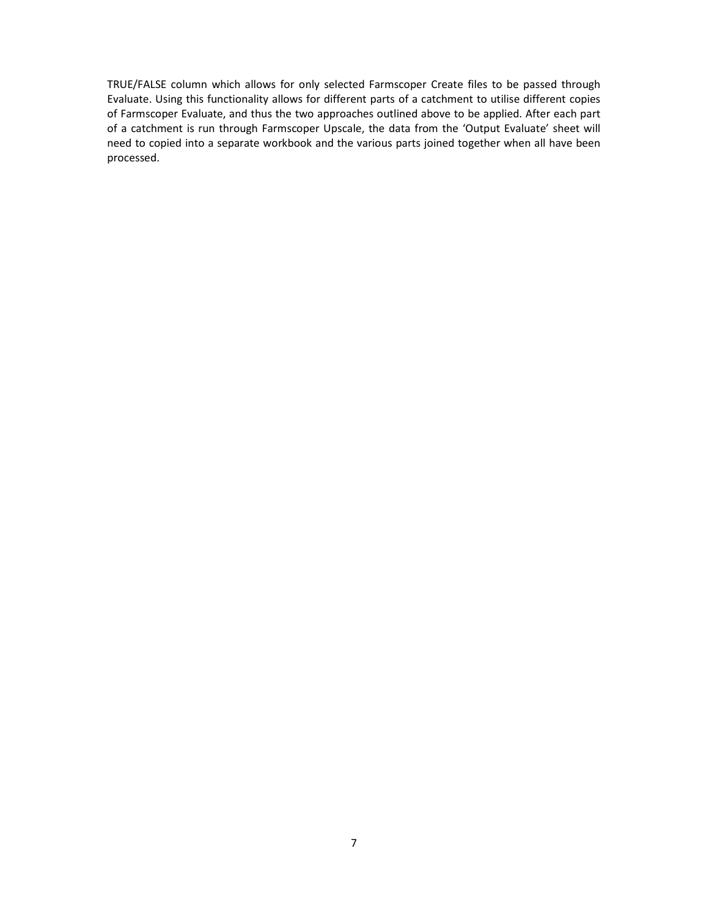TRUE/FALSE column which allows for only selected Farmscoper Create files to be passed through Evaluate. Using this functionality allows for different parts of a catchment to utilise different copies of Farmscoper Evaluate, and thus the two approaches outlined above to be applied. After each part of a catchment is run through Farmscoper Upscale, the data from the 'Output Evaluate' sheet will need to copied into a separate workbook and the various parts joined together when all have been processed.